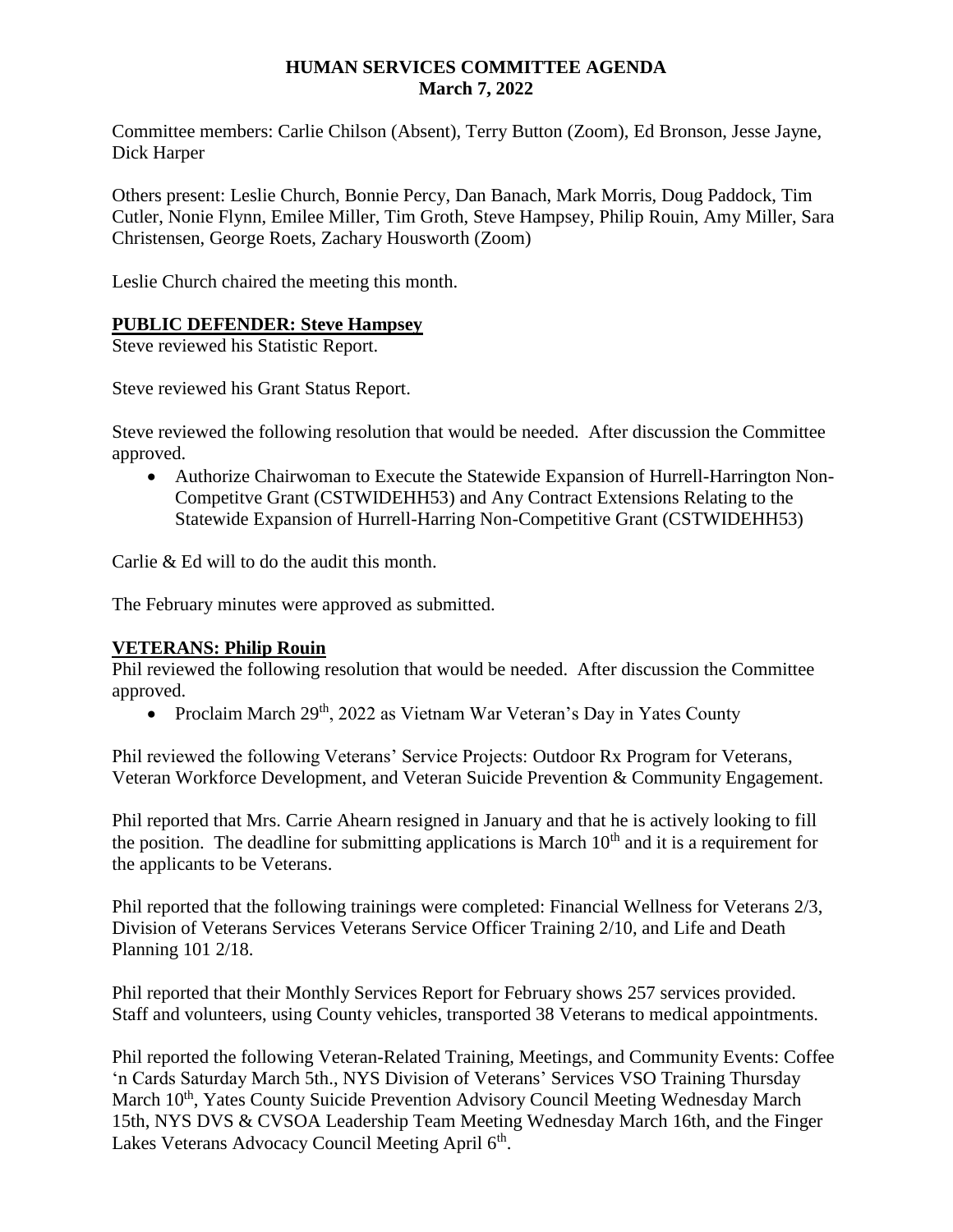# HUMAN SERVICES COMMITTEE AGENDA
## March 7, 2022

Committee members: Carlie Chilson (Absent), Terry Button (Zoom), Ed Bronson, Jesse Jayne, Dick Harper

Others present: Leslie Church, Bonnie Percy, Dan Banach, Mark Morris, Doug Paddock, Tim Cutler, Nonie Flynn, Emilee Miller, Tim Groth, Steve Hampsey, Philip Rouin, Amy Miller, Sara Christensen, George Roets, Zachary Housworth (Zoom)

Leslie Church chaired the meeting this month.

### PUBLIC DEFENDER: Steve Hampsey

Steve reviewed his Statistic Report.

Steve reviewed his Grant Status Report.

Steve reviewed the following resolution that would be needed. After discussion the Committee approved.

- Authorize Chairwoman to Execute the Statewide Expansion of Hurrell-Harrington Non-Competitve Grant (CSTWIDEHH53) and Any Contract Extensions Relating to the Statewide Expansion of Hurrell-Harring Non-Competitive Grant (CSTWIDEHH53)

Carlie & Ed will to do the audit this month.

The February minutes were approved as submitted.

### VETERANS: Philip Rouin

Phil reviewed the following resolution that would be needed. After discussion the Committee approved.

- Proclaim March 29th, 2022 as Vietnam War Veteran's Day in Yates County

Phil reviewed the following Veterans' Service Projects: Outdoor Rx Program for Veterans, Veteran Workforce Development, and Veteran Suicide Prevention & Community Engagement.

Phil reported that Mrs. Carrie Ahearn resigned in January and that he is actively looking to fill the position. The deadline for submitting applications is March 10th and it is a requirement for the applicants to be Veterans.

Phil reported that the following trainings were completed: Financial Wellness for Veterans 2/3, Division of Veterans Services Veterans Service Officer Training 2/10, and Life and Death Planning 101 2/18.

Phil reported that their Monthly Services Report for February shows 257 services provided. Staff and volunteers, using County vehicles, transported 38 Veterans to medical appointments.

Phil reported the following Veteran-Related Training, Meetings, and Community Events: Coffee 'n Cards Saturday March 5th., NYS Division of Veterans' Services VSO Training Thursday March 10th, Yates County Suicide Prevention Advisory Council Meeting Wednesday March 15th, NYS DVS & CVSOA Leadership Team Meeting Wednesday March 16th, and the Finger Lakes Veterans Advocacy Council Meeting April 6th.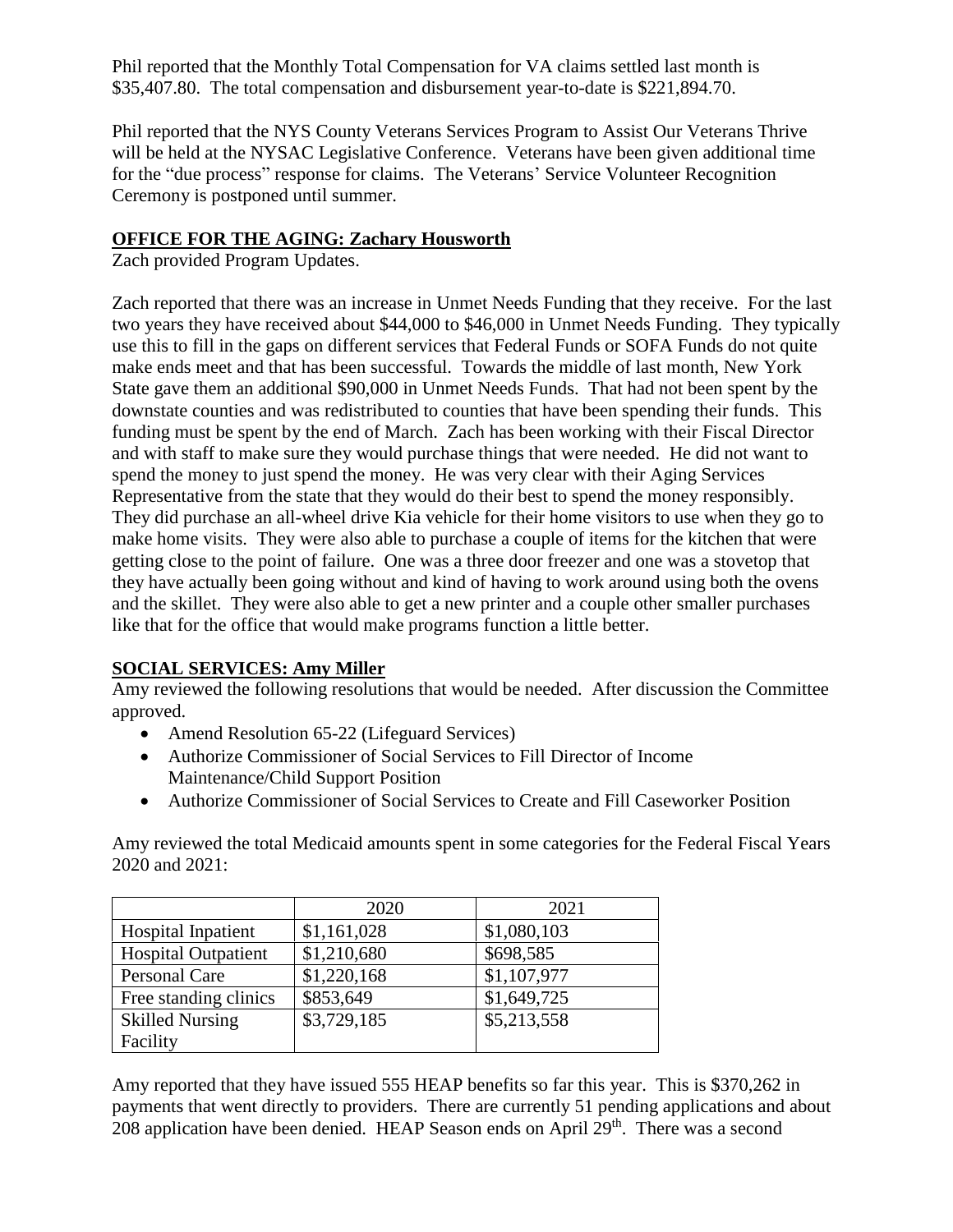Phil reported that the Monthly Total Compensation for VA claims settled last month is $35,407.80. The total compensation and disbursement year-to-date is $221,894.70.

Phil reported that the NYS County Veterans Services Program to Assist Our Veterans Thrive will be held at the NYSAC Legislative Conference. Veterans have been given additional time for the "due process" response for claims. The Veterans' Service Volunteer Recognition Ceremony is postponed until summer.

**OFFICE FOR THE AGING: Zachary Housworth**

Zach provided Program Updates.

Zach reported that there was an increase in Unmet Needs Funding that they receive. For the last two years they have received about $44,000 to $46,000 in Unmet Needs Funding. They typically use this to fill in the gaps on different services that Federal Funds or SOFA Funds do not quite make ends meet and that has been successful. Towards the middle of last month, New York State gave them an additional $90,000 in Unmet Needs Funds. That had not been spent by the downstate counties and was redistributed to counties that have been spending their funds. This funding must be spent by the end of March. Zach has been working with their Fiscal Director and with staff to make sure they would purchase things that were needed. He did not want to spend the money to just spend the money. He was very clear with their Aging Services Representative from the state that they would do their best to spend the money responsibly. They did purchase an all-wheel drive Kia vehicle for their home visitors to use when they go to make home visits. They were also able to purchase a couple of items for the kitchen that were getting close to the point of failure. One was a three door freezer and one was a stovetop that they have actually been going without and kind of having to work around using both the ovens and the skillet. They were also able to get a new printer and a couple other smaller purchases like that for the office that would make programs function a little better.

**SOCIAL SERVICES: Amy Miller**

Amy reviewed the following resolutions that would be needed. After discussion the Committee approved.

- Amend Resolution 65-22 (Lifeguard Services)
- Authorize Commissioner of Social Services to Fill Director of Income Maintenance/Child Support Position
- Authorize Commissioner of Social Services to Create and Fill Caseworker Position

Amy reviewed the total Medicaid amounts spent in some categories for the Federal Fiscal Years 2020 and 2021:

| | 2020 | 2021 |
|---|---|---|
| Hospital Inpatient | $1,161,028 | $1,080,103 |
| Hospital Outpatient | $1,210,680 | $698,585 |
| Personal Care | $1,220,168 | $1,107,977 |
| Free standing clinics | $853,649 | $1,649,725 |
| Skilled Nursing Facility | $3,729,185 | $5,213,558 |

Amy reported that they have issued 555 HEAP benefits so far this year. This is $370,262 in payments that went directly to providers. There are currently 51 pending applications and about 208 application have been denied. HEAP Season ends on April 29th. There was a second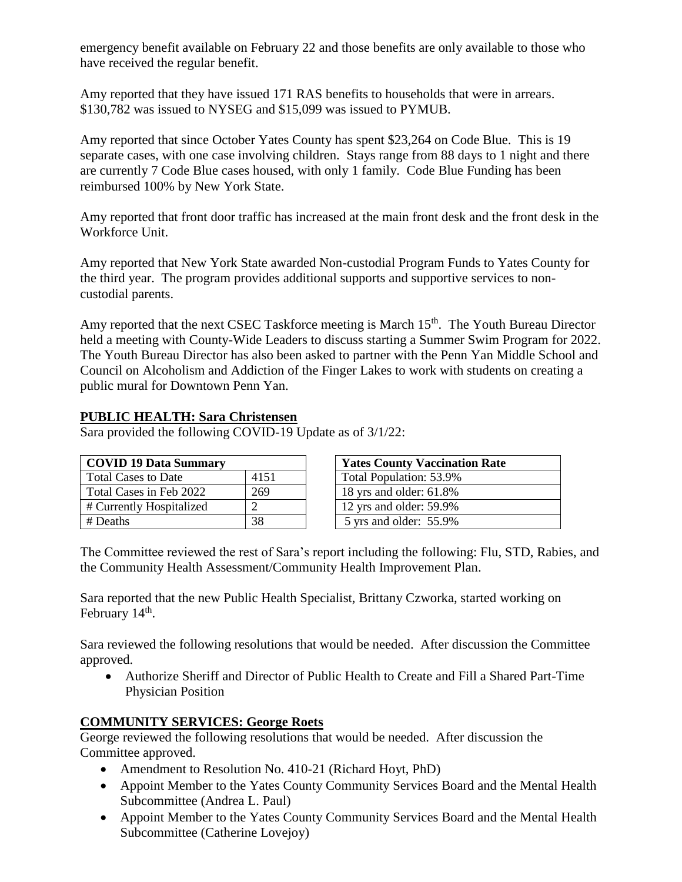emergency benefit available on February 22 and those benefits are only available to those who have received the regular benefit.

Amy reported that they have issued 171 RAS benefits to households that were in arrears. \$130,782 was issued to NYSEG and \$15,099 was issued to PYMUB.

Amy reported that since October Yates County has spent \$23,264 on Code Blue. This is 19 separate cases, with one case involving children. Stays range from 88 days to 1 night and there are currently 7 Code Blue cases housed, with only 1 family. Code Blue Funding has been reimbursed 100% by New York State.

Amy reported that front door traffic has increased at the main front desk and the front desk in the Workforce Unit.

Amy reported that New York State awarded Non-custodial Program Funds to Yates County for the third year. The program provides additional supports and supportive services to non-custodial parents.

Amy reported that the next CSEC Taskforce meeting is March 15th. The Youth Bureau Director held a meeting with County-Wide Leaders to discuss starting a Summer Swim Program for 2022. The Youth Bureau Director has also been asked to partner with the Penn Yan Middle School and Council on Alcoholism and Addiction of the Finger Lakes to work with students on creating a public mural for Downtown Penn Yan.

## PUBLIC HEALTH: Sara Christensen

Sara provided the following COVID-19 Update as of 3/1/22:

| COVID 19 Data Summary | |
|---|---|
| Total Cases to Date | 4151 |
| Total Cases in Feb 2022 | 269 |
| # Currently Hospitalized | 2 |
| # Deaths | 38 |

| Yates County Vaccination Rate |
|---|
| Total Population: 53.9% |
| 18 yrs and older: 61.8% |
| 12 yrs and older: 59.9% |
| 5 yrs and older: 55.9% |

The Committee reviewed the rest of Sara's report including the following: Flu, STD, Rabies, and the Community Health Assessment/Community Health Improvement Plan.

Sara reported that the new Public Health Specialist, Brittany Czworka, started working on February 14th.

Sara reviewed the following resolutions that would be needed. After discussion the Committee approved.

- Authorize Sheriff and Director of Public Health to Create and Fill a Shared Part-Time Physician Position

## COMMUNITY SERVICES: George Roets

George reviewed the following resolutions that would be needed. After discussion the Committee approved.

- Amendment to Resolution No. 410-21 (Richard Hoyt, PhD)
- Appoint Member to the Yates County Community Services Board and the Mental Health Subcommittee (Andrea L. Paul)
- Appoint Member to the Yates County Community Services Board and the Mental Health Subcommittee (Catherine Lovejoy)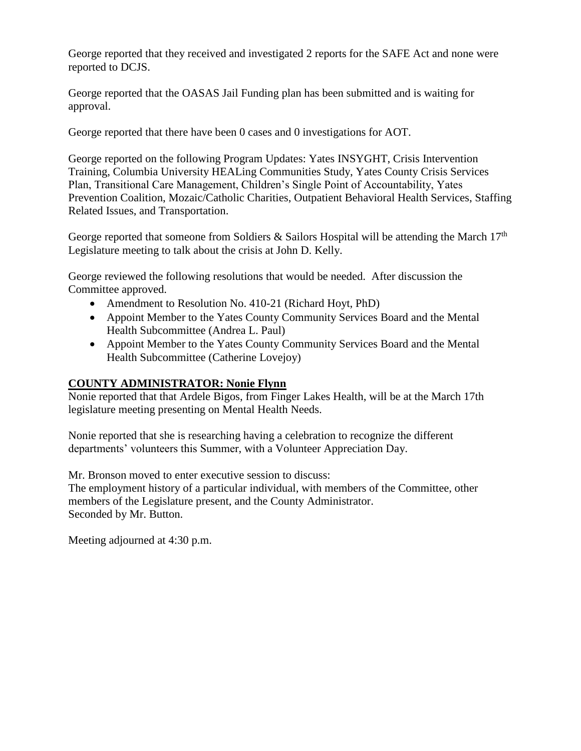George reported that they received and investigated 2 reports for the SAFE Act and none were reported to DCJS.

George reported that the OASAS Jail Funding plan has been submitted and is waiting for approval.

George reported that there have been 0 cases and 0 investigations for AOT.

George reported on the following Program Updates: Yates INSYGHT, Crisis Intervention Training, Columbia University HEALing Communities Study, Yates County Crisis Services Plan, Transitional Care Management, Children's Single Point of Accountability, Yates Prevention Coalition, Mozaic/Catholic Charities, Outpatient Behavioral Health Services, Staffing Related Issues, and Transportation.

George reported that someone from Soldiers & Sailors Hospital will be attending the March 17th Legislature meeting to talk about the crisis at John D. Kelly.

George reviewed the following resolutions that would be needed. After discussion the Committee approved.

- Amendment to Resolution No. 410-21 (Richard Hoyt, PhD)
- Appoint Member to the Yates County Community Services Board and the Mental Health Subcommittee (Andrea L. Paul)
- Appoint Member to the Yates County Community Services Board and the Mental Health Subcommittee (Catherine Lovejoy)

**COUNTY ADMINISTRATOR: Nonie Flynn**

Nonie reported that that Ardele Bigos, from Finger Lakes Health, will be at the March 17th legislature meeting presenting on Mental Health Needs.

Nonie reported that she is researching having a celebration to recognize the different departments' volunteers this Summer, with a Volunteer Appreciation Day.

Mr. Bronson moved to enter executive session to discuss:
The employment history of a particular individual, with members of the Committee, other members of the Legislature present, and the County Administrator.
Seconded by Mr. Button.

Meeting adjourned at 4:30 p.m.